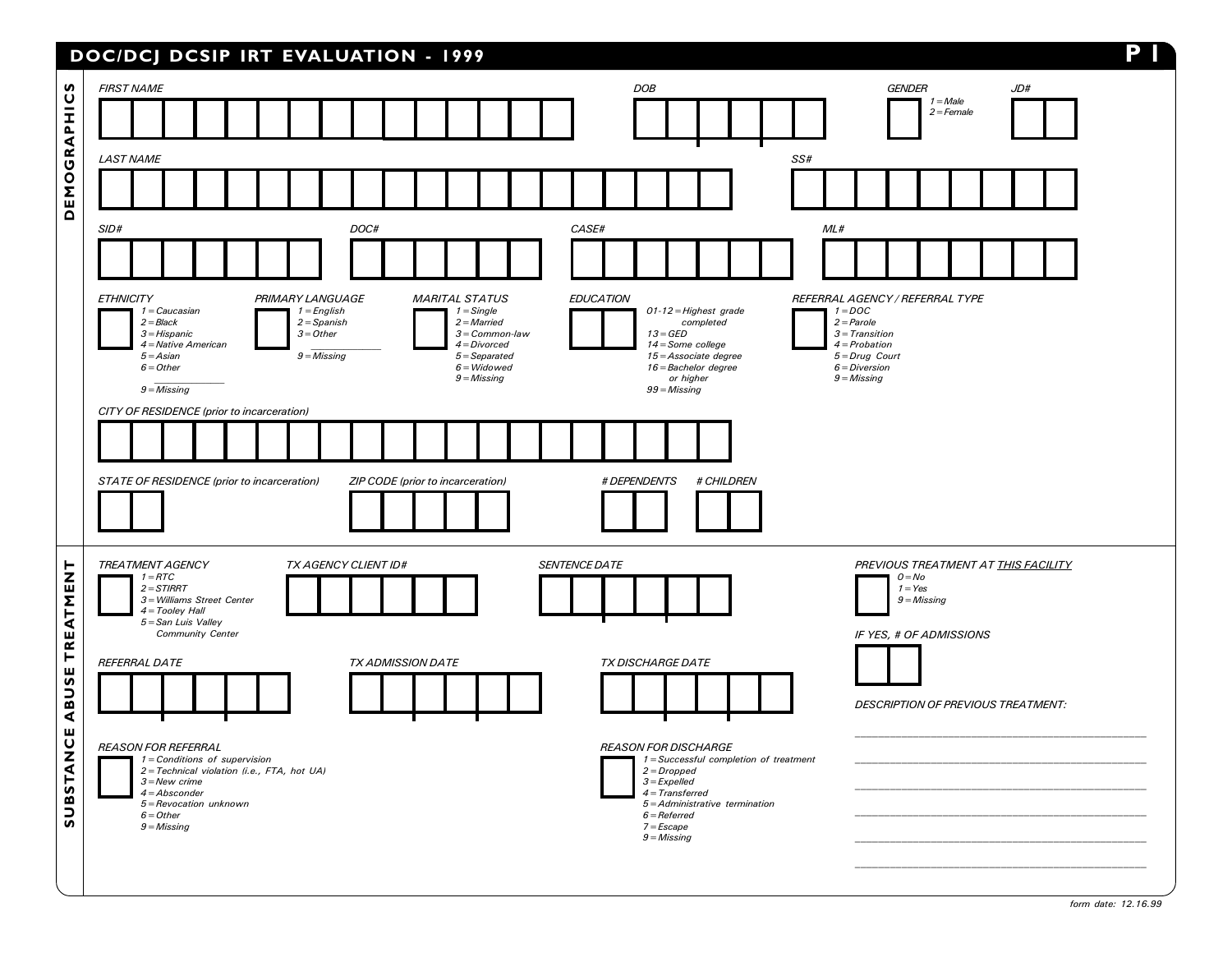## DOC/DCJ DCSIP IRT EVALUATION - 1999

**P 1**

### DEMOGRAPHICS

*FIRST NAME*

*DOB*

*GENDER*
*1 = Male*
*2 = Female*

*JD#*

*LAST NAME*

*SS#*

*SID#*

*DOC#*

*CASE#*

*ML#*

*ETHNICITY*
*1 = Caucasian*
*2 = Black*
*3 = Hispanic*
*4 = Native American*
*5 = Asian*
*6 = Other* ___________
*9 = Missing*

*PRIMARY LANGUAGE*
*1 = English*
*2 = Spanish*
*3 = Other* ___________
*9 = Missing*

*MARITAL STATUS*
*1 = Single*
*2 = Married*
*3 = Common-law*
*4 = Divorced*
*5 = Separated*
*6 = Widowed*
*9 = Missing*

*EDUCATION*
*01-12 = Highest grade completed*
*13 = GED*
*14 = Some college*
*15 = Associate degree*
*16 = Bachelor degree or higher*
*99 = Missing*

*REFERRAL AGENCY / REFERRAL TYPE*
*1 = DOC*
*2 = Parole*
*3 = Transition*
*4 = Probation*
*5 = Drug Court*
*6 = Diversion*
*9 = Missing*

*CITY OF RESIDENCE (prior to incarceration)*

*STATE OF RESIDENCE (prior to incarceration)*

*ZIP CODE (prior to incarceration)*

*# DEPENDENTS*

*# CHILDREN*

### SUBSTANCE ABUSE TREATMENT

*TREATMENT AGENCY*
*1 = RTC*
*2 = STIRRT*
*3 = Williams Street Center*
*4 = Tooley Hall*
*5 = San Luis Valley Community Center*

*TX AGENCY CLIENT ID#*

*SENTENCE DATE*

*PREVIOUS TREATMENT AT THIS FACILITY*
*0 = No*
*1 = Yes*
*9 = Missing*

*IF YES, # OF ADMISSIONS*

*REFERRAL DATE*

*TX ADMISSION DATE*

*TX DISCHARGE DATE*

*DESCRIPTION OF PREVIOUS TREATMENT:*

_______________________________________

_______________________________________

_______________________________________

_______________________________________

_______________________________________

_______________________________________

*REASON FOR REFERRAL*
*1 = Conditions of supervision*
*2 = Technical violation (i.e., FTA, hot UA)*
*3 = New crime*
*4 = Absconder*
*5 = Revocation unknown*
*6 = Other*
*9 = Missing*

*REASON FOR DISCHARGE*
*1 = Successful completion of treatment*
*2 = Dropped*
*3 = Expelled*
*4 = Transferred*
*5 = Administrative termination*
*6 = Referred*
*7 = Escape*
*9 = Missing*

*form date: 12.16.99*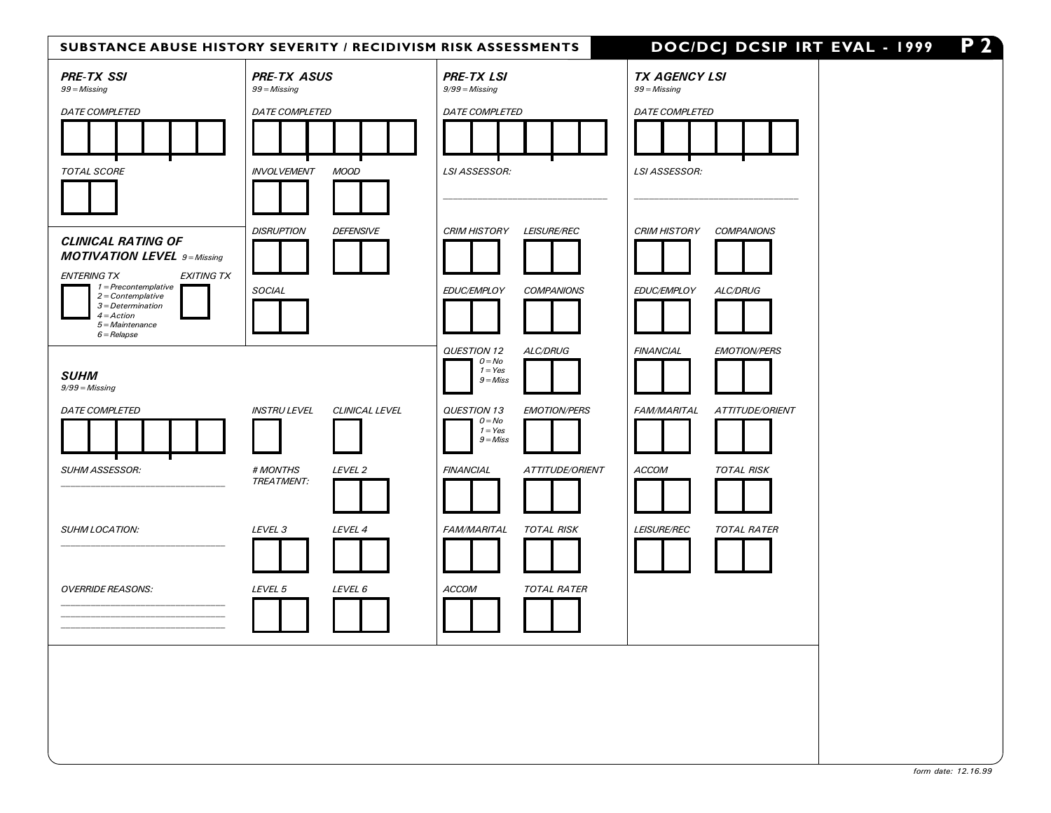## SUBSTANCE ABUSE HISTORY SEVERITY / RECIDIVISM RISK ASSESSMENTS

**DOC/DCJ DCSIP IRT EVAL - 1999** **P 2**

### *PRE-TX SSI*

*99 = Missing*

*DATE COMPLETED*

*TOTAL SCORE*

### *CLINICAL RATING OF MOTIVATION LEVEL* *9 = Missing*

*ENTERING TX*

*EXITING TX*

*1 = Precontemplative*
*2 = Contemplative*
*3 = Determination*
*4 = Action*
*5 = Maintenance*
*6 = Relapse*

### *PRE-TX ASUS*

*99 = Missing*

*DATE COMPLETED*

*INVOLVEMENT*

*MOOD*

*DISRUPTION*

*DEFENSIVE*

*SOCIAL*

### *PRE-TX LSI*

*9/99 = Missing*

*DATE COMPLETED*

*LSI ASSESSOR:* ___________________________

*CRIM HISTORY*

*LEISURE/REC*

*EDUC/EMPLOY*

*COMPANIONS*

*QUESTION 12* *0 = No* *1 = Yes* *9 = Miss*

*ALC/DRUG*

*QUESTION 13* *0 = No* *1 = Yes* *9 = Miss*

*EMOTION/PERS*

*FINANCIAL*

*ATTITUDE/ORIENT*

*FAM/MARITAL*

*TOTAL RISK*

*ACCOM*

*TOTAL RATER*

### *TX AGENCY LSI*

*99 = Missing*

*DATE COMPLETED*

*LSI ASSESSOR:* ___________________________

*CRIM HISTORY*

*COMPANIONS*

*EDUC/EMPLOY*

*ALC/DRUG*

*FINANCIAL*

*EMOTION/PERS*

*FAM/MARITAL*

*ATTITUDE/ORIENT*

*ACCOM*

*TOTAL RISK*

*LEISURE/REC*

*TOTAL RATER*

### *SUHM*

*9/99 = Missing*

*DATE COMPLETED*

*INSTRU LEVEL*

*CLINICAL LEVEL*

*SUHM ASSESSOR:* ___________________________

*# MONTHS TREATMENT:*

*LEVEL 2*

*SUHM LOCATION:* ___________________________

*LEVEL 3*

*LEVEL 4*

*OVERRIDE REASONS:*
___________________________
___________________________
___________________________

*LEVEL 5*

*LEVEL 6*

*form date: 12.16.99*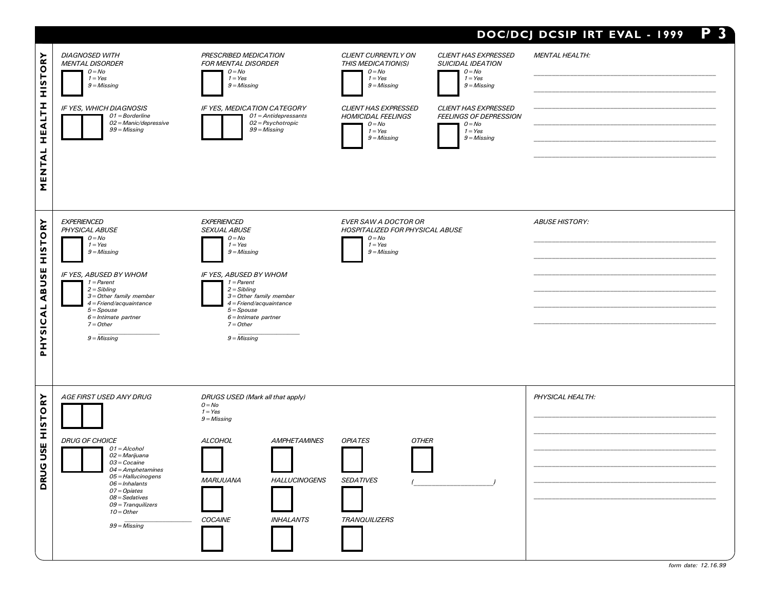## DOC/DCJ DCSIP IRT EVAL - 1999 P 3

### MENTAL HEALTH HISTORY

*DIAGNOSED WITH MENTAL DISORDER*
*0 = No*
*1 = Yes*
*9 = Missing*

*IF YES, WHICH DIAGNOSIS*
*01 = Borderline*
*02 = Manic/depressive*
*99 = Missing*

*PRESCRIBED MEDICATION FOR MENTAL DISORDER*
*0 = No*
*1 = Yes*
*9 = Missing*

*IF YES, MEDICATION CATEGORY*
*01 = Antidepressants*
*02 = Psychotropic*
*99 = Missing*

*CLIENT CURRENTLY ON THIS MEDICATION(S)*
*0 = No*
*1 = Yes*
*9 = Missing*

*CLIENT HAS EXPRESSED HOMICIDAL FEELINGS*
*0 = No*
*1 = Yes*
*9 = Missing*

*CLIENT HAS EXPRESSED SUICIDAL IDEATION*
*0 = No*
*1 = Yes*
*9 = Missing*

*CLIENT HAS EXPRESSED FEELINGS OF DEPRESSION*
*0 = No*
*1 = Yes*
*9 = Missing*

*MENTAL HEALTH:*

______________________________________________
______________________________________________
______________________________________________
______________________________________________
______________________________________________
______________________________________________

### PHYSICAL ABUSE HISTORY

*EXPERIENCED PHYSICAL ABUSE*
*0 = No*
*1 = Yes*
*9 = Missing*

*IF YES, ABUSED BY WHOM*
*1 = Parent*
*2 = Sibling*
*3 = Other family member*
*4 = Friend/acquaintance*
*5 = Spouse*
*6 = Intimate partner*
*7 = Other*
______________
*9 = Missing*

*EXPERIENCED SEXUAL ABUSE*
*0 = No*
*1 = Yes*
*9 = Missing*

*IF YES, ABUSED BY WHOM*
*1 = Parent*
*2 = Sibling*
*3 = Other family member*
*4 = Friend/acquaintance*
*5 = Spouse*
*6 = Intimate partner*
*7 = Other*
______________
*9 = Missing*

*EVER SAW A DOCTOR OR HOSPITALIZED FOR PHYSICAL ABUSE*
*0 = No*
*1 = Yes*
*9 = Missing*

*ABUSE HISTORY:*

______________________________________________
______________________________________________
______________________________________________
______________________________________________
______________________________________________
______________________________________________

### DRUG USE HISTORY

*AGE FIRST USED ANY DRUG*

*DRUG OF CHOICE*
*01 = Alcohol*
*02 = Marijuana*
*03 = Cocaine*
*04 = Amphetamines*
*05 = Hallucinogens*
*06 = Inhalants*
*07 = Opiates*
*08 = Sedatives*
*09 = Tranquilizers*
*10 = Other*
______________
*99 = Missing*

*DRUGS USED (Mark all that apply)*
*0 = No*
*1 = Yes*
*9 = Missing*

*ALCOHOL* | *AMPHETAMINES* | *OPIATES* | *OTHER*

*MARIJUANA* | *HALLUCINOGENS* | *SEDATIVES* | (______________)

*COCAINE* | *INHALANTS* | *TRANQUILIZERS*

*PHYSICAL HEALTH:*

______________________________________________
______________________________________________
______________________________________________
______________________________________________
______________________________________________
______________________________________________

*form date: 12.16.99*